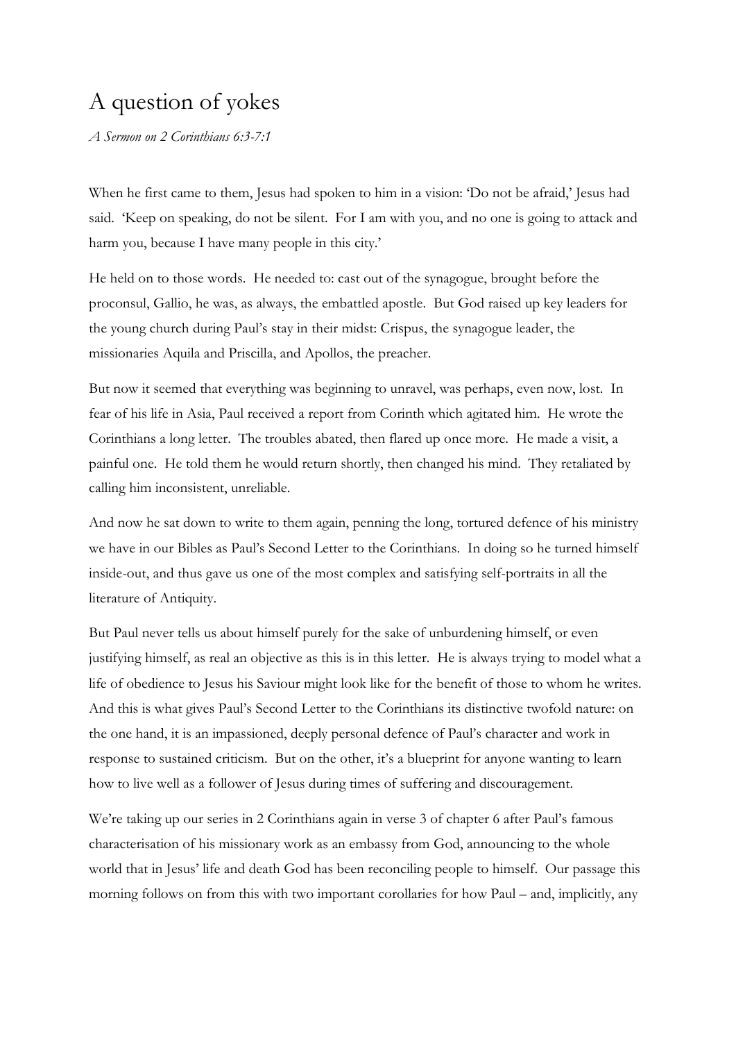# A question of yokes

*A Sermon on 2 Corinthians 6:3-7:1*

When he first came to them, Jesus had spoken to him in a vision: 'Do not be afraid,' Jesus had said. 'Keep on speaking, do not be silent. For I am with you, and no one is going to attack and harm you, because I have many people in this city.'

He held on to those words. He needed to: cast out of the synagogue, brought before the proconsul, Gallio, he was, as always, the embattled apostle. But God raised up key leaders for the young church during Paul's stay in their midst: Crispus, the synagogue leader, the missionaries Aquila and Priscilla, and Apollos, the preacher.

But now it seemed that everything was beginning to unravel, was perhaps, even now, lost. In fear of his life in Asia, Paul received a report from Corinth which agitated him. He wrote the Corinthians a long letter. The troubles abated, then flared up once more. He made a visit, a painful one. He told them he would return shortly, then changed his mind. They retaliated by calling him inconsistent, unreliable.

And now he sat down to write to them again, penning the long, tortured defence of his ministry we have in our Bibles as Paul's Second Letter to the Corinthians. In doing so he turned himself inside-out, and thus gave us one of the most complex and satisfying self-portraits in all the literature of Antiquity.

But Paul never tells us about himself purely for the sake of unburdening himself, or even justifying himself, as real an objective as this is in this letter. He is always trying to model what a life of obedience to Jesus his Saviour might look like for the benefit of those to whom he writes. And this is what gives Paul's Second Letter to the Corinthians its distinctive twofold nature: on the one hand, it is an impassioned, deeply personal defence of Paul's character and work in response to sustained criticism. But on the other, it's a blueprint for anyone wanting to learn how to live well as a follower of Jesus during times of suffering and discouragement.

We're taking up our series in 2 Corinthians again in verse 3 of chapter 6 after Paul's famous characterisation of his missionary work as an embassy from God, announcing to the whole world that in Jesus' life and death God has been reconciling people to himself. Our passage this morning follows on from this with two important corollaries for how Paul – and, implicitly, any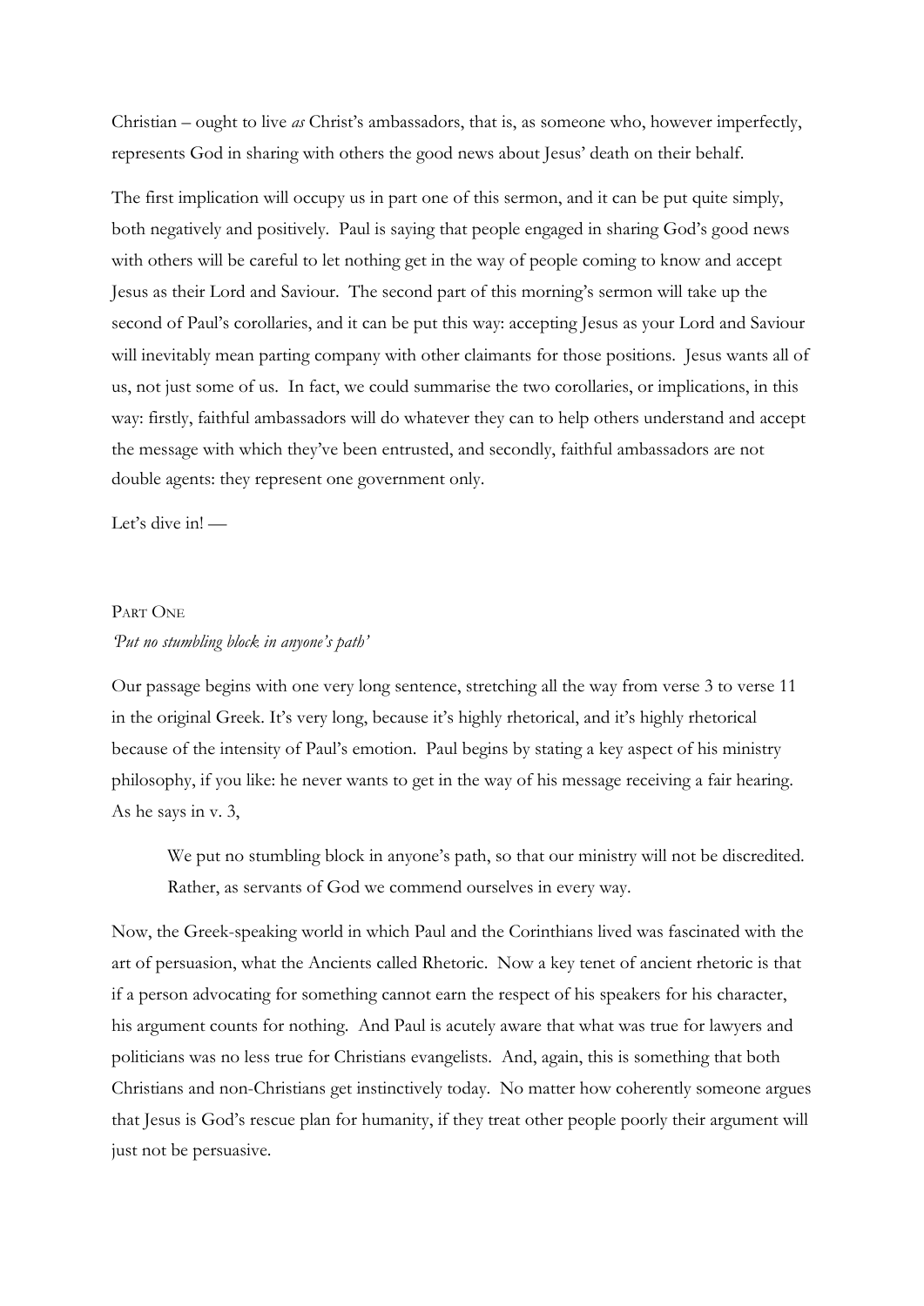Christian – ought to live *as* Christ's ambassadors, that is, as someone who, however imperfectly, represents God in sharing with others the good news about Jesus' death on their behalf.

The first implication will occupy us in part one of this sermon, and it can be put quite simply, both negatively and positively. Paul is saying that people engaged in sharing God's good news with others will be careful to let nothing get in the way of people coming to know and accept Jesus as their Lord and Saviour. The second part of this morning's sermon will take up the second of Paul's corollaries, and it can be put this way: accepting Jesus as your Lord and Saviour will inevitably mean parting company with other claimants for those positions. Jesus wants all of us, not just some of us. In fact, we could summarise the two corollaries, or implications, in this way: firstly, faithful ambassadors will do whatever they can to help others understand and accept the message with which they've been entrusted, and secondly, faithful ambassadors are not double agents: they represent one government only.

Let's dive in! —

## PART ONE

*'Put no stumbling block in anyone's path'*

Our passage begins with one very long sentence, stretching all the way from verse 3 to verse 11 in the original Greek. It's very long, because it's highly rhetorical, and it's highly rhetorical because of the intensity of Paul's emotion. Paul begins by stating a key aspect of his ministry philosophy, if you like: he never wants to get in the way of his message receiving a fair hearing. As he says in v. 3,

> We put no stumbling block in anyone's path, so that our ministry will not be discredited. Rather, as servants of God we commend ourselves in every way.

Now, the Greek-speaking world in which Paul and the Corinthians lived was fascinated with the art of persuasion, what the Ancients called Rhetoric. Now a key tenet of ancient rhetoric is that if a person advocating for something cannot earn the respect of his speakers for his character, his argument counts for nothing. And Paul is acutely aware that what was true for lawyers and politicians was no less true for Christians evangelists. And, again, this is something that both Christians and non-Christians get instinctively today. No matter how coherently someone argues that Jesus is God's rescue plan for humanity, if they treat other people poorly their argument will just not be persuasive.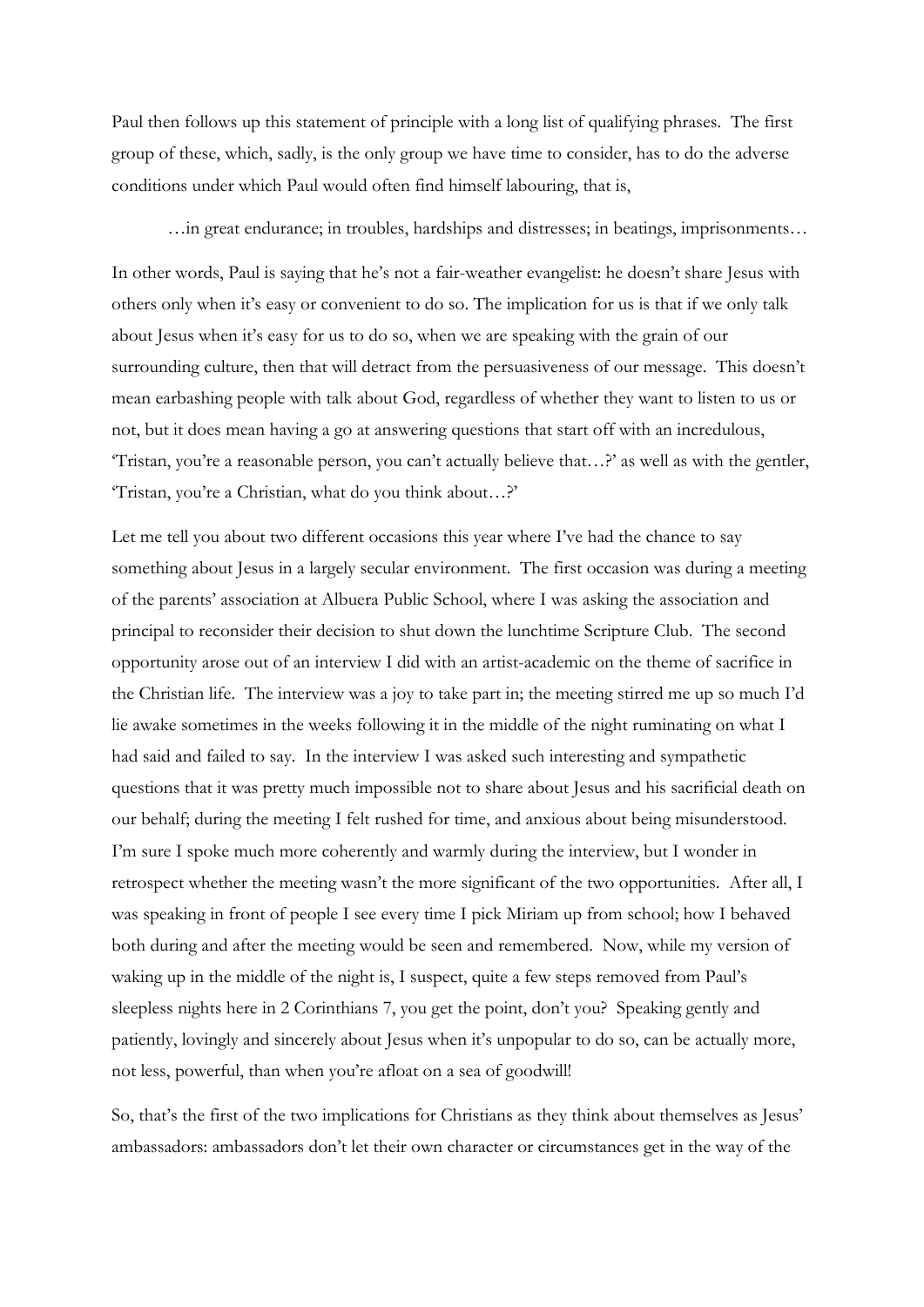Paul then follows up this statement of principle with a long list of qualifying phrases. The first group of these, which, sadly, is the only group we have time to consider, has to do the adverse conditions under which Paul would often find himself labouring, that is,

> …in great endurance; in troubles, hardships and distresses; in beatings, imprisonments…

In other words, Paul is saying that he's not a fair-weather evangelist: he doesn't share Jesus with others only when it's easy or convenient to do so. The implication for us is that if we only talk about Jesus when it's easy for us to do so, when we are speaking with the grain of our surrounding culture, then that will detract from the persuasiveness of our message. This doesn't mean earbashing people with talk about God, regardless of whether they want to listen to us or not, but it does mean having a go at answering questions that start off with an incredulous, 'Tristan, you're a reasonable person, you can't actually believe that…?' as well as with the gentler, 'Tristan, you're a Christian, what do you think about…?'

Let me tell you about two different occasions this year where I've had the chance to say something about Jesus in a largely secular environment. The first occasion was during a meeting of the parents' association at Albuera Public School, where I was asking the association and principal to reconsider their decision to shut down the lunchtime Scripture Club. The second opportunity arose out of an interview I did with an artist-academic on the theme of sacrifice in the Christian life. The interview was a joy to take part in; the meeting stirred me up so much I'd lie awake sometimes in the weeks following it in the middle of the night ruminating on what I had said and failed to say. In the interview I was asked such interesting and sympathetic questions that it was pretty much impossible not to share about Jesus and his sacrificial death on our behalf; during the meeting I felt rushed for time, and anxious about being misunderstood. I'm sure I spoke much more coherently and warmly during the interview, but I wonder in retrospect whether the meeting wasn't the more significant of the two opportunities. After all, I was speaking in front of people I see every time I pick Miriam up from school; how I behaved both during and after the meeting would be seen and remembered. Now, while my version of waking up in the middle of the night is, I suspect, quite a few steps removed from Paul's sleepless nights here in 2 Corinthians 7, you get the point, don't you? Speaking gently and patiently, lovingly and sincerely about Jesus when it's unpopular to do so, can be actually more, not less, powerful, than when you're afloat on a sea of goodwill!

So, that's the first of the two implications for Christians as they think about themselves as Jesus' ambassadors: ambassadors don't let their own character or circumstances get in the way of the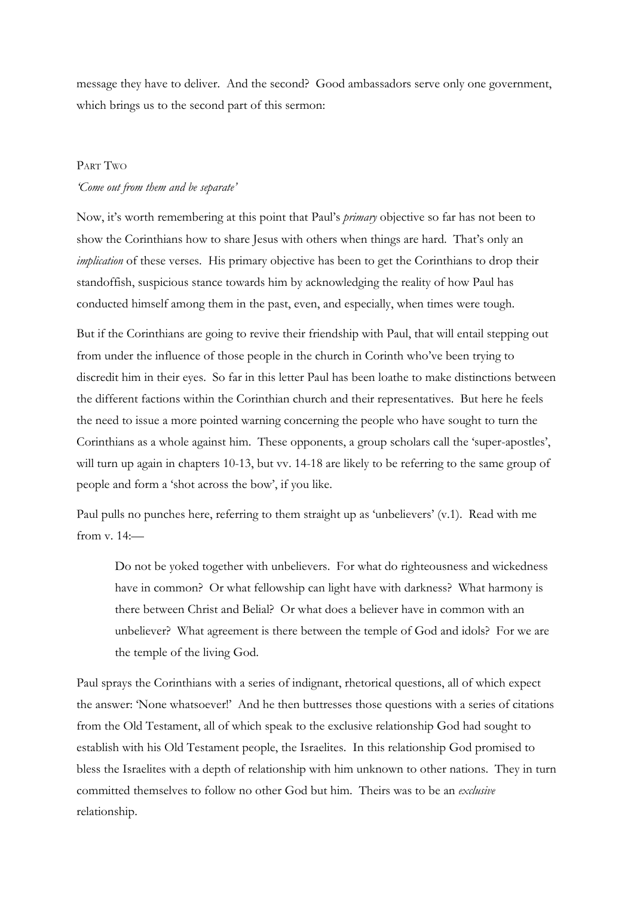message they have to deliver. And the second? Good ambassadors serve only one government, which brings us to the second part of this sermon:

## Part Two

*'Come out from them and be separate'*

Now, it's worth remembering at this point that Paul's *primary* objective so far has not been to show the Corinthians how to share Jesus with others when things are hard. That's only an *implication* of these verses. His primary objective has been to get the Corinthians to drop their standoffish, suspicious stance towards him by acknowledging the reality of how Paul has conducted himself among them in the past, even, and especially, when times were tough.

But if the Corinthians are going to revive their friendship with Paul, that will entail stepping out from under the influence of those people in the church in Corinth who've been trying to discredit him in their eyes. So far in this letter Paul has been loathe to make distinctions between the different factions within the Corinthian church and their representatives. But here he feels the need to issue a more pointed warning concerning the people who have sought to turn the Corinthians as a whole against him. These opponents, a group scholars call the 'super-apostles', will turn up again in chapters 10-13, but vv. 14-18 are likely to be referring to the same group of people and form a 'shot across the bow', if you like.

Paul pulls no punches here, referring to them straight up as 'unbelievers' (v.1). Read with me from v. 14:—

> Do not be yoked together with unbelievers. For what do righteousness and wickedness have in common? Or what fellowship can light have with darkness? What harmony is there between Christ and Belial? Or what does a believer have in common with an unbeliever? What agreement is there between the temple of God and idols? For we are the temple of the living God.

Paul sprays the Corinthians with a series of indignant, rhetorical questions, all of which expect the answer: 'None whatsoever!' And he then buttresses those questions with a series of citations from the Old Testament, all of which speak to the exclusive relationship God had sought to establish with his Old Testament people, the Israelites. In this relationship God promised to bless the Israelites with a depth of relationship with him unknown to other nations. They in turn committed themselves to follow no other God but him. Theirs was to be an *exclusive* relationship.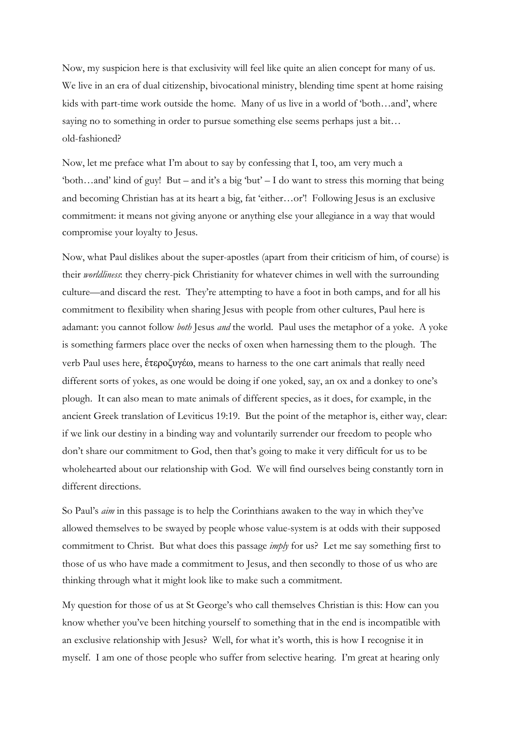Now, my suspicion here is that exclusivity will feel like quite an alien concept for many of us. We live in an era of dual citizenship, bivocational ministry, blending time spent at home raising kids with part-time work outside the home. Many of us live in a world of 'both…and', where saying no to something in order to pursue something else seems perhaps just a bit… old-fashioned?

Now, let me preface what I'm about to say by confessing that I, too, am very much a 'both…and' kind of guy! But – and it's a big 'but' – I do want to stress this morning that being and becoming Christian has at its heart a big, fat 'either…or'! Following Jesus is an exclusive commitment: it means not giving anyone or anything else your allegiance in a way that would compromise your loyalty to Jesus.

Now, what Paul dislikes about the super-apostles (apart from their criticism of him, of course) is their *worldliness*: they cherry-pick Christianity for whatever chimes in well with the surrounding culture—and discard the rest. They're attempting to have a foot in both camps, and for all his commitment to flexibility when sharing Jesus with people from other cultures, Paul here is adamant: you cannot follow *both* Jesus *and* the world. Paul uses the metaphor of a yoke. A yoke is something farmers place over the necks of oxen when harnessing them to the plough. The verb Paul uses here, ἑτεροζυγέω, means to harness to the one cart animals that really need different sorts of yokes, as one would be doing if one yoked, say, an ox and a donkey to one's plough. It can also mean to mate animals of different species, as it does, for example, in the ancient Greek translation of Leviticus 19:19. But the point of the metaphor is, either way, clear: if we link our destiny in a binding way and voluntarily surrender our freedom to people who don't share our commitment to God, then that's going to make it very difficult for us to be wholehearted about our relationship with God. We will find ourselves being constantly torn in different directions.

So Paul's *aim* in this passage is to help the Corinthians awaken to the way in which they've allowed themselves to be swayed by people whose value-system is at odds with their supposed commitment to Christ. But what does this passage *imply* for us? Let me say something first to those of us who have made a commitment to Jesus, and then secondly to those of us who are thinking through what it might look like to make such a commitment.

My question for those of us at St George's who call themselves Christian is this: How can you know whether you've been hitching yourself to something that in the end is incompatible with an exclusive relationship with Jesus? Well, for what it's worth, this is how I recognise it in myself. I am one of those people who suffer from selective hearing. I'm great at hearing only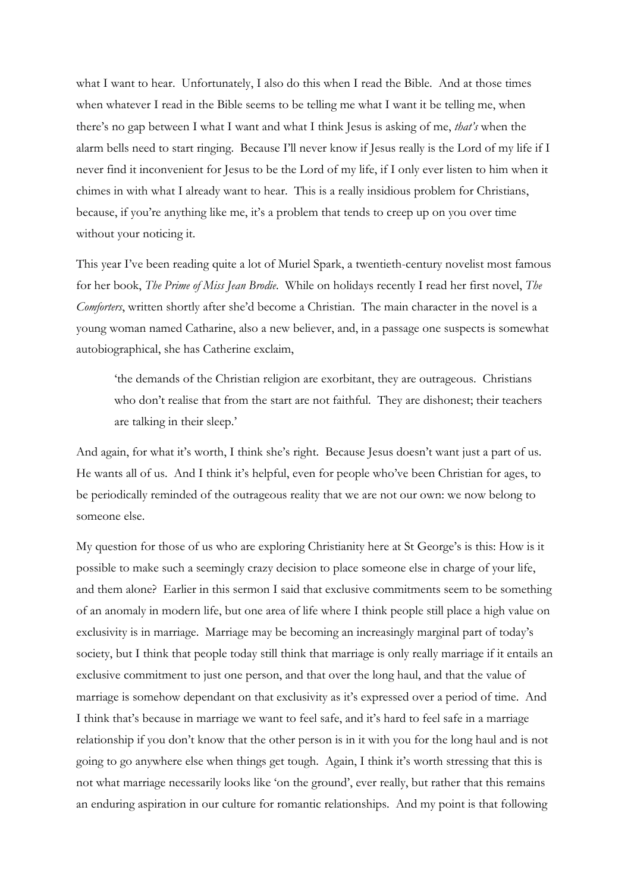what I want to hear. Unfortunately, I also do this when I read the Bible. And at those times when whatever I read in the Bible seems to be telling me what I want it be telling me, when there's no gap between I what I want and what I think Jesus is asking of me, *that's* when the alarm bells need to start ringing. Because I'll never know if Jesus really is the Lord of my life if I never find it inconvenient for Jesus to be the Lord of my life, if I only ever listen to him when it chimes in with what I already want to hear. This is a really insidious problem for Christians, because, if you're anything like me, it's a problem that tends to creep up on you over time without your noticing it.

This year I've been reading quite a lot of Muriel Spark, a twentieth-century novelist most famous for her book, *The Prime of Miss Jean Brodie*. While on holidays recently I read her first novel, *The Comforters*, written shortly after she'd become a Christian. The main character in the novel is a young woman named Catharine, also a new believer, and, in a passage one suspects is somewhat autobiographical, she has Catherine exclaim,

> 'the demands of the Christian religion are exorbitant, they are outrageous. Christians who don't realise that from the start are not faithful. They are dishonest; their teachers are talking in their sleep.'

And again, for what it's worth, I think she's right. Because Jesus doesn't want just a part of us. He wants all of us. And I think it's helpful, even for people who've been Christian for ages, to be periodically reminded of the outrageous reality that we are not our own: we now belong to someone else.

My question for those of us who are exploring Christianity here at St George's is this: How is it possible to make such a seemingly crazy decision to place someone else in charge of your life, and them alone? Earlier in this sermon I said that exclusive commitments seem to be something of an anomaly in modern life, but one area of life where I think people still place a high value on exclusivity is in marriage. Marriage may be becoming an increasingly marginal part of today's society, but I think that people today still think that marriage is only really marriage if it entails an exclusive commitment to just one person, and that over the long haul, and that the value of marriage is somehow dependant on that exclusivity as it's expressed over a period of time. And I think that's because in marriage we want to feel safe, and it's hard to feel safe in a marriage relationship if you don't know that the other person is in it with you for the long haul and is not going to go anywhere else when things get tough. Again, I think it's worth stressing that this is not what marriage necessarily looks like 'on the ground', ever really, but rather that this remains an enduring aspiration in our culture for romantic relationships. And my point is that following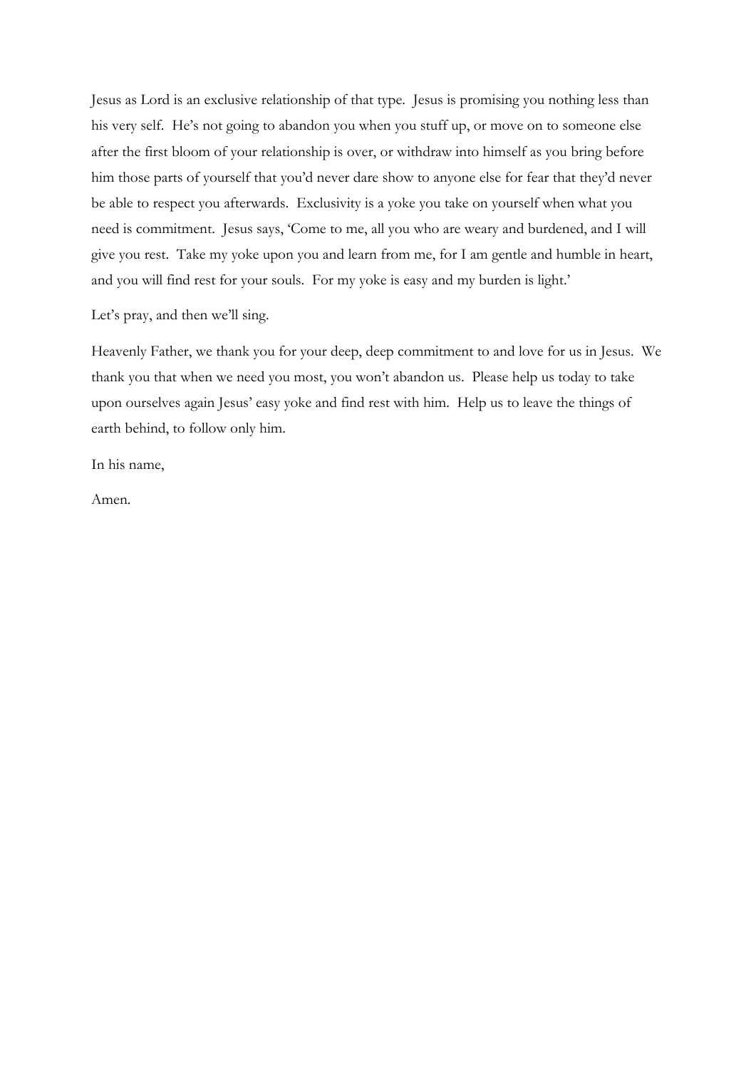Jesus as Lord is an exclusive relationship of that type. Jesus is promising you nothing less than his very self. He's not going to abandon you when you stuff up, or move on to someone else after the first bloom of your relationship is over, or withdraw into himself as you bring before him those parts of yourself that you'd never dare show to anyone else for fear that they'd never be able to respect you afterwards. Exclusivity is a yoke you take on yourself when what you need is commitment. Jesus says, 'Come to me, all you who are weary and burdened, and I will give you rest. Take my yoke upon you and learn from me, for I am gentle and humble in heart, and you will find rest for your souls. For my yoke is easy and my burden is light.'

Let's pray, and then we'll sing.

Heavenly Father, we thank you for your deep, deep commitment to and love for us in Jesus. We thank you that when we need you most, you won't abandon us. Please help us today to take upon ourselves again Jesus' easy yoke and find rest with him. Help us to leave the things of earth behind, to follow only him.

In his name,

Amen.